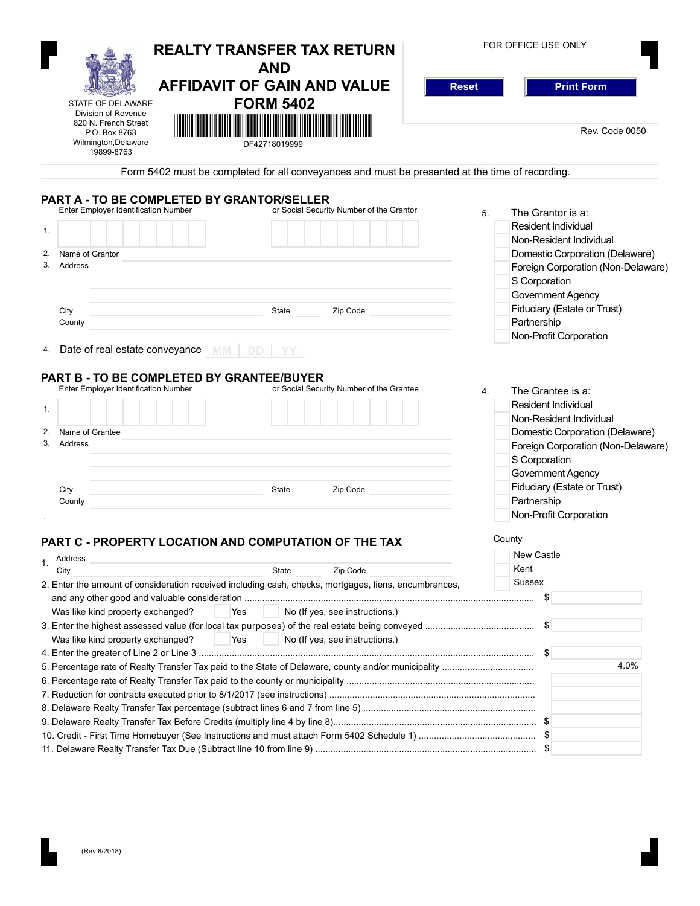# REALTY TRANSFER TAX RETURN AND AFFIDAVIT OF GAIN AND VALUE FORM 5402

STATE OF DELAWARE
Division of Revenue
820 N. French Street
P.O. Box 8763
Wilmington,Delaware
19899-8763

DF42718019999

FOR OFFICE USE ONLY

Reset | Print Form

Rev. Code 0050

Form 5402 must be completed for all conveyances and must be presented at the time of recording.

## PART A - TO BE COMPLETED BY GRANTOR/SELLER

1. Enter Employer Identification Number or Social Security Number of the Grantor
2. Name of Grantor
3. Address
   City State Zip Code
   County
4. Date of real estate conveyance MM | DD | YY

5. The Grantor is a:
   - Resident Individual
   - Non-Resident Individual
   - Domestic Corporation (Delaware)
   - Foreign Corporation (Non-Delaware)
   - S Corporation
   - Government Agency
   - Fiduciary (Estate or Trust)
   - Partnership
   - Non-Profit Corporation

## PART B - TO BE COMPLETED BY GRANTEE/BUYER

1. Enter Employer Identification Number or Social Security Number of the Grantee
2. Name of Grantee
3. Address
   City State Zip Code
   County

4. The Grantee is a:
   - Resident Individual
   - Non-Resident Individual
   - Domestic Corporation (Delaware)
   - Foreign Corporation (Non-Delaware)
   - S Corporation
   - Government Agency
   - Fiduciary (Estate or Trust)
   - Partnership
   - Non-Profit Corporation

## PART C - PROPERTY LOCATION AND COMPUTATION OF THE TAX

1. Address
   City State Zip Code

County
- New Castle
- Kent
- Sussex

2. Enter the amount of consideration received including cash, checks, mortgages, liens, encumbrances, and any other good and valuable consideration ........ $
   Was like kind property exchanged? Yes No (If yes, see instructions.)
3. Enter the highest assessed value (for local tax purposes) of the real estate being conveyed ........ $
   Was like kind property exchanged? Yes No (If yes, see instructions.)
4. Enter the greater of Line 2 or Line 3 ........ $
5. Percentage rate of Realty Transfer Tax paid to the State of Delaware, county and/or municipality ........ 4.0%
6. Percentage rate of Realty Transfer Tax paid to the county or municipality ........
7. Reduction for contracts executed prior to 8/1/2017 (see instructions) ........
8. Delaware Realty Transfer Tax percentage (subtract lines 6 and 7 from line 5) ........
9. Delaware Realty Transfer Tax Before Credits (multiply line 4 by line 8) ........ $
10. Credit - First Time Homebuyer (See Instructions and must attach Form 5402 Schedule 1) ........ $
11. Delaware Realty Transfer Tax Due (Subtract line 10 from line 9) ........ $

(Rev 8/2018)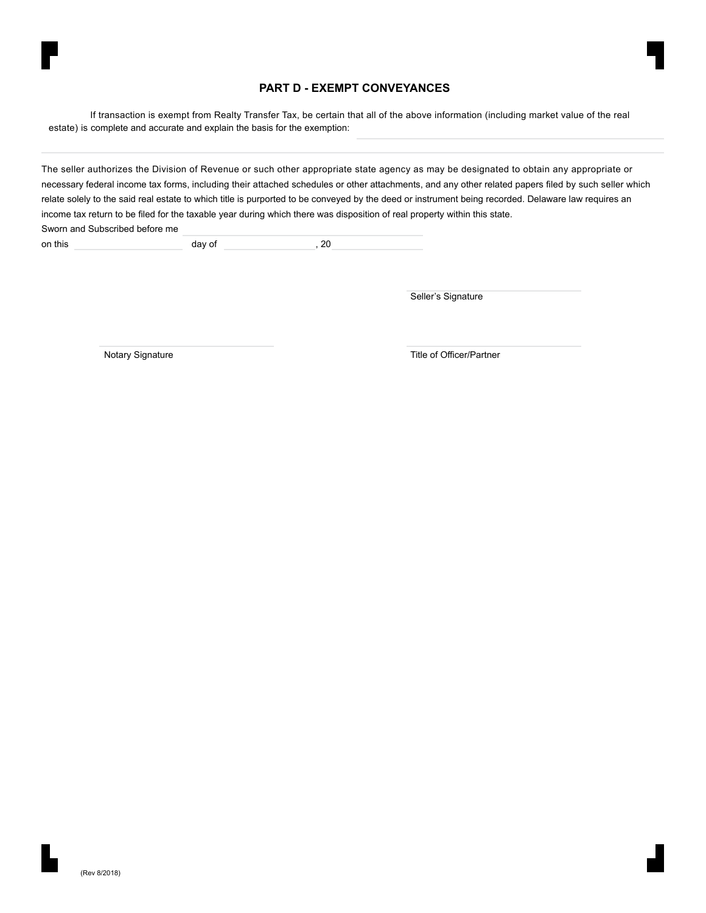## PART D - EXEMPT CONVEYANCES

If transaction is exempt from Realty Transfer Tax, be certain that all of the above information (including market value of the real estate) is complete and accurate and explain the basis for the exemption: ______________________________

_____________________________________________________________________________

The seller authorizes the Division of Revenue or such other appropriate state agency as may be designated to obtain any appropriate or necessary federal income tax forms, including their attached schedules or other attachments, and any other related papers filed by such seller which relate solely to the said real estate to which title is purported to be conveyed by the deed or instrument being recorded. Delaware law requires an income tax return to be filed for the taxable year during which there was disposition of real property within this state.

Sworn and Subscribed before me ______________________________

on this ______________ day of ______________, 20______

______________________________
Seller's Signature

______________________________
Notary Signature

______________________________
Title of Officer/Partner

(Rev 8/2018)